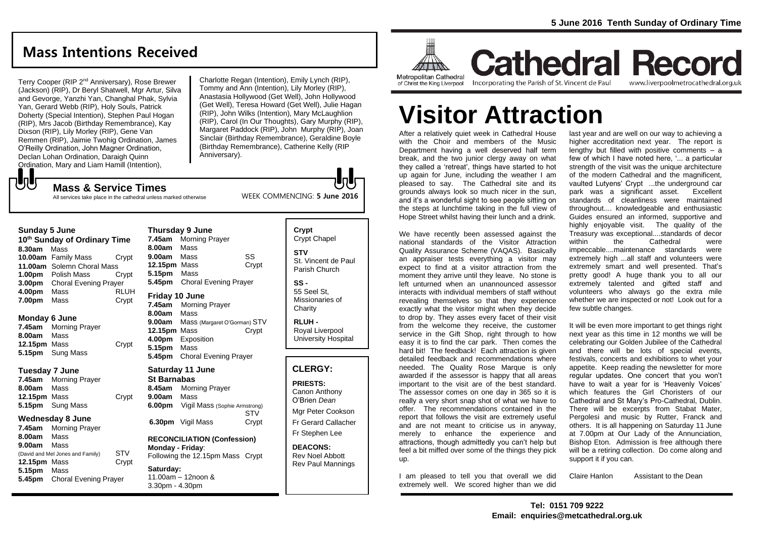5 June 2016 Tenth Sunday of Ordinary Time

# Cathedral Record

Metropolitan Cathedral of Christ the King Liverpool — Incorporating the Parish of St. Vincent de Paul — www.liverpoolmetrocathedral.org.uk

## Mass Intentions Received

Terry Cooper (RIP 2nd Anniversary), Rose Brewer (Jackson) (RIP), Dr Beryl Shatwell, Mgr Artur, Silva and Gevorge, Yanzhi Yan, Changhal Phak, Sylvia Yan, Gerard Webb (RIP), Holy Souls, Patrick Doherty (Special Intention), Stephen Paul Hogan (RIP), Mrs Jacob (Birthday Remembrance), Kay Dixson (RIP), Lily Morley (RIP), Gene Van Remmen (RIP), Jaimie Twohig Ordination, James O'Reilly Ordination, John Magner Ordination, Declan Lohan Ordination, Daraigh Quinn Ordination, Mary and Liam Hamill (Intention), Charlotte Regan (Intention), Emily Lynch (RIP), Tommy and Ann (Intention), Lily Morley (RIP), Anastasia Hollywood (Get Well), John Hollywood (Get Well), Teresa Howard (Get Well), Julie Hagan (RIP), John Wilks (Intention), Mary McLaughlion (RIP), Carol (In Our Thoughts), Gary Murphy (RIP), Margaret Paddock (RIP), John Murphy (RIP), Joan Sinclair (Birthday Remembrance), Geraldine Boyle (Birthday Remembrance), Catherine Kelly (RIP Anniversary).

## Mass & Service Times

All services take place in the cathedral unless marked otherwise

WEEK COMMENCING: **5 June 2016**

### Sunday 5 June
**10th Sunday of Ordinary Time**

**8.30am** Mass
**10.00am** Family Mass — Crypt
**11.00am** Solemn Choral Mass
**1.00pm** Polish Mass — Crypt
**3.00pm** Choral Evening Prayer
**4.00pm** Mass — RLUH
**7.00pm** Mass — Crypt

### Monday 6 June
**7.45am** Morning Prayer
**8.00am** Mass
**12.15pm** Mass — Crypt
**5.15pm** Sung Mass

### Tuesday 7 June
**7.45am** Morning Prayer
**8.00am** Mass
**12.15pm** Mass — Crypt
**5.15pm** Sung Mass

### Wednesday 8 June
**7.45am** Morning Prayer
**8.00am** Mass
**9.00am** Mass (David and Mel Jones and Family) — STV
**12.15pm** Mass — Crypt
**5.15pm** Mass
**5.45pm** Choral Evening Prayer

### Thursday 9 June
**7.45am** Morning Prayer
**8.00am** Mass
**9.00am** Mass — SS
**12.15pm** Mass — Crypt
**5.15pm** Mass
**5.45pm** Choral Evening Prayer

### Friday 10 June
**7.45am** Morning Prayer
**8.00am** Mass
**9.00am** Mass (Margaret O'Gorman) — STV
**12.15pm** Mass — Crypt
**4.00pm** Exposition
**5.15pm** Mass
**5.45pm** Choral Evening Prayer

### Saturday 11 June
**St Barnabas**

**8.45am** Morning Prayer
**9.00am** Mass
**6.00pm** Vigil Mass (Sophie Armstrong) — STV
**6.30pm** Vigil Mass — Crypt

**RECONCILIATION (Confession)**
**Monday - Friday**: Following the 12.15pm Mass — Crypt

**Saturday:** 11.00am – 12noon & 3.30pm - 4.30pm

**Crypt** Crypt Chapel

**STV** St. Vincent de Paul Parish Church

**SS -** 55 Seel St, Missionaries of Charity

**RLUH -** Royal Liverpool University Hospital

## CLERGY:

**PRIESTS:**
Canon Anthony O'Brien *Dean*
Mgr Peter Cookson
Fr Gerard Callacher
Fr Stephen Lee

**DEACONS:**
Rev Noel Abbott
Rev Paul Mannings

# Visitor Attraction

After a relatively quiet week in Cathedral House with the Choir and members of the Music Department having a well deserved half term break, and the two junior clergy away on what they called a 'retreat', things have started to hot up again for June, including the weather I am pleased to say. The Cathedral site and its grounds always look so much nicer in the sun, and it's a wonderful sight to see people sitting on the steps at lunchtime taking in the full view of Hope Street whilst having their lunch and a drink.

We have recently been assessed against the national standards of the Visitor Attraction Quality Assurance Scheme (VAQAS). Basically an appraiser tests everything a visitor may expect to find at a visitor attraction from the moment they arrive until they leave. No stone is left unturned when an unannounced assessor interacts with individual members of staff without revealing themselves so that they experience exactly what the visitor might when they decide to drop by. They asses every facet of their visit from the welcome they receive, the customer service in the Gift Shop, right through to how easy it is to find the car park. Then comes the hard bit! The feedback! Each attraction is given detailed feedback and recommendations where needed. The Quality Rose Marque is only awarded if the assessor is happy that all areas important to the visit are of the best standard. The assessor comes on one day in 365 so it is really a very short snap shot of what we have to offer. The recommendations contained in the report that follows the visit are extremely useful and are not meant to criticise us in anyway, merely to enhance the experience and attractions, though admittedly you can't help but feel a bit miffed over some of the things they pick up.

I am pleased to tell you that overall we did extremely well. We scored higher than we did last year and are well on our way to achieving a higher accreditation next year. The report is lengthy but filled with positive comments – a few of which I have noted here, '... a particular strength of the visit was the unique architecture of the modern Cathedral and the magnificent, vaulted Lutyens' Crypt ...the underground car park was a significant asset. Excellent standards of cleanliness were maintained throughout.... knowledgeable and enthusiastic Guides ensured an informed, supportive and highly enjoyable visit. The quality of the Treasury was exceptional....standards of decor within the Cathedral were impeccable....maintenance standards were extremely high ...all staff and volunteers were extremely smart and well presented. That's pretty good! A huge thank you to all our extremely talented and gifted staff and volunteers who always go the extra mile whether we are inspected or not! Look out for a few subtle changes.

It will be even more important to get things right next year as this time in 12 months we will be celebrating our Golden Jubilee of the Cathedral and there will be lots of special events, festivals, concerts and exhibitions to whet your appetite. Keep reading the newsletter for more regular updates. One concert that you won't have to wait a year for is 'Heavenly Voices' which features the Girl Choristers of our Cathedral and St Mary's Pro-Cathedral, Dublin. There will be excerpts from Stabat Mater, Pergolesi and music by Rutter, Franck and others. It is all happening on Saturday 11 June at 7.00pm at Our Lady of the Annunciation, Bishop Eton. Admission is free although there will be a retiring collection. Do come along and support it if you can.

Claire Hanlon — Assistant to the Dean

**Tel: 0151 709 9222**
**Email: enquiries@metcathedral.org.uk**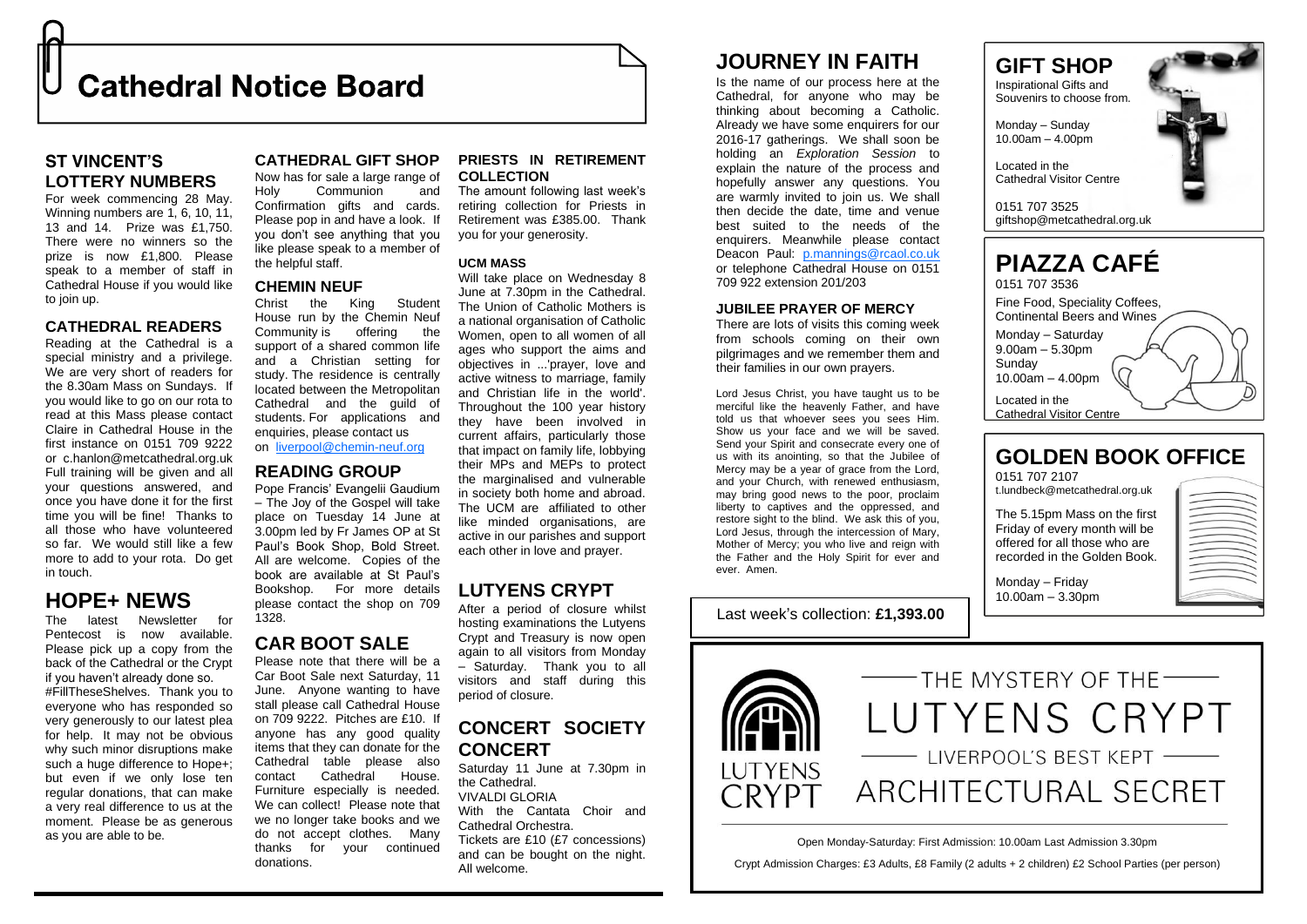# Cathedral Notice Board

## ST VINCENT'S LOTTERY NUMBERS

For week commencing 28 May. Winning numbers are 1, 6, 10, 11, 13 and 14. Prize was £1,750. There were no winners so the prize is now £1,800. Please speak to a member of staff in Cathedral House if you would like to join up.

## CATHEDRAL READERS

Reading at the Cathedral is a special ministry and a privilege. We are very short of readers for the 8.30am Mass on Sundays. If you would like to go on our rota to read at this Mass please contact Claire in Cathedral House in the first instance on 0151 709 9222 or c.hanlon@metcathedral.org.uk Full training will be given and all your questions answered, and once you have done it for the first time you will be fine! Thanks to all those who have volunteered so far. We would still like a few more to add to your rota. Do get in touch.

## HOPE+ NEWS

The latest Newsletter for Pentecost is now available. Please pick up a copy from the back of the Cathedral or the Crypt if you haven't already done so. #FillTheseShelves. Thank you to everyone who has responded so very generously to our latest plea for help. It may not be obvious why such minor disruptions make such a huge difference to Hope+; but even if we only lose ten regular donations, that can make a very real difference to us at the moment. Please be as generous as you are able to be.

## CATHEDRAL GIFT SHOP

Now has for sale a large range of Holy Communion and Confirmation gifts and cards. Please pop in and have a look. If you don't see anything that you like please speak to a member of the helpful staff.

## CHEMIN NEUF

Christ the King Student House run by the Chemin Neuf Community is offering the support of a shared common life and a Christian setting for study. The residence is centrally located between the Metropolitan Cathedral and the guild of students. For applications and enquiries, please contact us on liverpool@chemin-neuf.org

## READING GROUP

Pope Francis' Evangelii Gaudium – The Joy of the Gospel will take place on Tuesday 14 June at 3.00pm led by Fr James OP at St Paul's Book Shop, Bold Street. All are welcome. Copies of the book are available at St Paul's Bookshop. For more details please contact the shop on 709 1328.

## CAR BOOT SALE

Please note that there will be a Car Boot Sale next Saturday, 11 June. Anyone wanting to have stall please call Cathedral House on 709 9222. Pitches are £10. If anyone has any good quality items that they can donate for the Cathedral table please also contact Cathedral House. Furniture especially is needed. We can collect! Please note that we no longer take books and we do not accept clothes. Many thanks for your continued donations.

## PRIESTS IN RETIREMENT COLLECTION

The amount following last week's retiring collection for Priests in Retirement was £385.00. Thank you for your generosity.

### UCM MASS

Will take place on Wednesday 8 June at 7.30pm in the Cathedral. The Union of Catholic Mothers is a national organisation of Catholic Women, open to all women of all ages who support the aims and objectives in ...'prayer, love and active witness to marriage, family and Christian life in the world'. Throughout the 100 year history they have been involved in current affairs, particularly those that impact on family life, lobbying their MPs and MEPs to protect the marginalised and vulnerable in society both home and abroad. The UCM are affiliated to other like minded organisations, are active in our parishes and support each other in love and prayer.

## LUTYENS CRYPT

After a period of closure whilst hosting examinations the Lutyens Crypt and Treasury is now open again to all visitors from Monday – Saturday. Thank you to all visitors and staff during this period of closure.

## CONCERT SOCIETY CONCERT

Saturday 11 June at 7.30pm in the Cathedral.
VIVALDI GLORIA
With the Cantata Choir and Cathedral Orchestra.
Tickets are £10 (£7 concessions) and can be bought on the night. All welcome.

## JOURNEY IN FAITH

Is the name of our process here at the Cathedral, for anyone who may be thinking about becoming a Catholic. Already we have some enquirers for our 2016-17 gatherings. We shall soon be holding an *Exploration Session* to explain the nature of the process and hopefully answer any questions. You are warmly invited to join us. We shall then decide the date, time and venue best suited to the needs of the enquirers. Meanwhile please contact Deacon Paul: p.mannings@rcaol.co.uk or telephone Cathedral House on 0151 709 922 extension 201/203

### JUBILEE PRAYER OF MERCY

There are lots of visits this coming week from schools coming on their own pilgrimages and we remember them and their families in our own prayers.

Lord Jesus Christ, you have taught us to be merciful like the heavenly Father, and have told us that whoever sees you sees Him. Show us your face and we will be saved. Send your Spirit and consecrate every one of us with its anointing, so that the Jubilee of Mercy may be a year of grace from the Lord, and your Church, with renewed enthusiasm, may bring good news to the poor, proclaim liberty to captives and the oppressed, and restore sight to the blind. We ask this of you, Lord Jesus, through the intercession of Mary, Mother of Mercy; you who live and reign with the Father and the Holy Spirit for ever and ever. Amen.

Last week's collection: **£1,393.00**

## GIFT SHOP

Inspirational Gifts and Souvenirs to choose from.

Monday – Sunday
10.00am – 4.00pm

Located in the Cathedral Visitor Centre

0151 707 3525
giftshop@metcathedral.org.uk

## PIAZZA CAFÉ

0151 707 3536

Fine Food, Speciality Coffees, Continental Beers and Wines

Monday – Saturday
9.00am – 5.30pm
Sunday
10.00am – 4.00pm

Located in the Cathedral Visitor Centre

## GOLDEN BOOK OFFICE

0151 707 2107
t.lundbeck@metcathedral.org.uk

The 5.15pm Mass on the first Friday of every month will be offered for all those who are recorded in the Golden Book.

Monday – Friday
10.00am – 3.30pm

LUTYENS CRYPT

THE MYSTERY OF THE LUTYENS CRYPT

LIVERPOOL'S BEST KEPT ARCHITECTURAL SECRET

Open Monday-Saturday: First Admission: 10.00am Last Admission 3.30pm

Crypt Admission Charges: £3 Adults, £8 Family (2 adults + 2 children) £2 School Parties (per person)